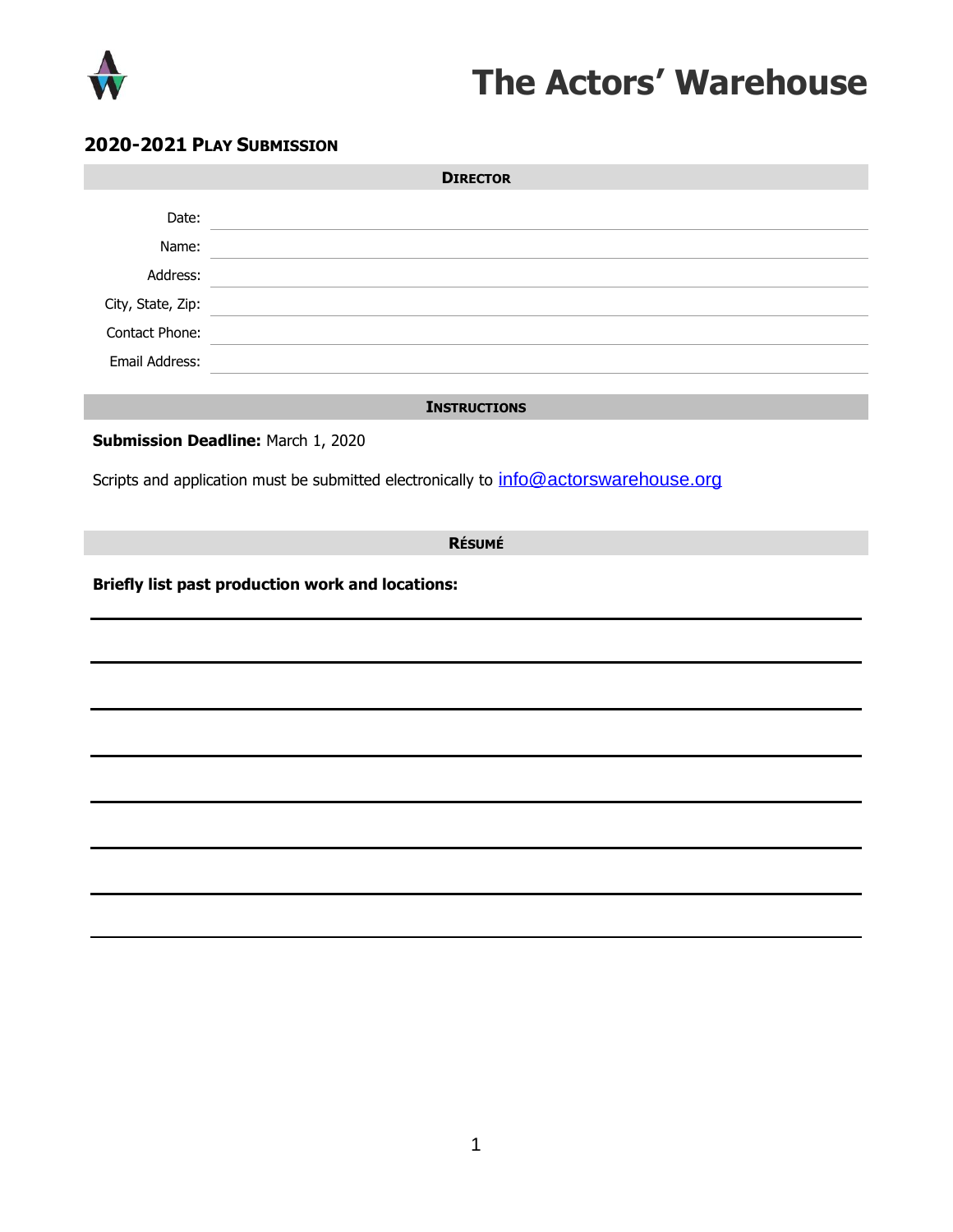# The Actors' Warehouse

## 2020-2021 Play Submission

### Director

Date: ______________________________

Name: ______________________________

Address: ______________________________

City, State, Zip: ______________________________

Contact Phone: ______________________________

Email Address: ______________________________

### Instructions

**Submission Deadline:** March 1, 2020

Scripts and application must be submitted electronically to info@actorswarehouse.org

### Résumé

**Briefly list past production work and locations:**

______________________________

______________________________

______________________________

______________________________

______________________________

______________________________

______________________________

______________________________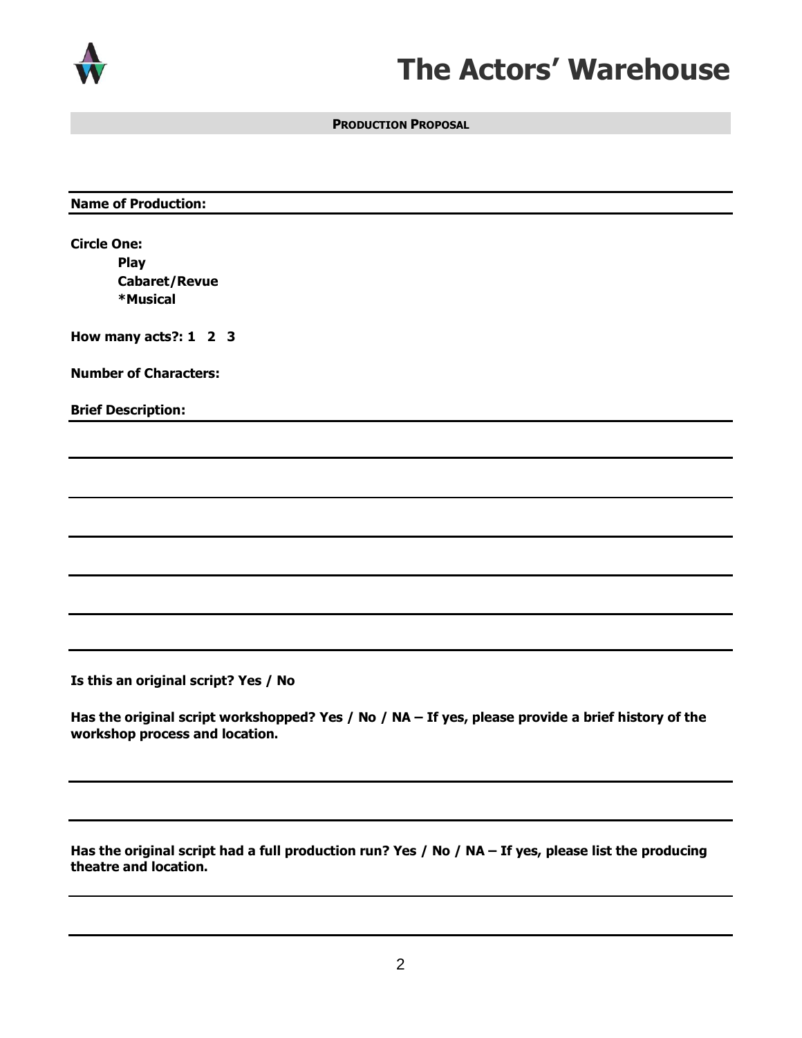# The Actors' Warehouse

**PRODUCTION PROPOSAL**

**Name of Production:**

**Circle One:**

**Play**
**Cabaret/Revue**
***Musical**

**How many acts?: 1 2 3**

**Number of Characters:**

**Brief Description:**

**Is this an original script? Yes / No**

**Has the original script workshopped? Yes / No / NA – If yes, please provide a brief history of the workshop process and location.**

**Has the original script had a full production run? Yes / No / NA – If yes, please list the producing theatre and location.**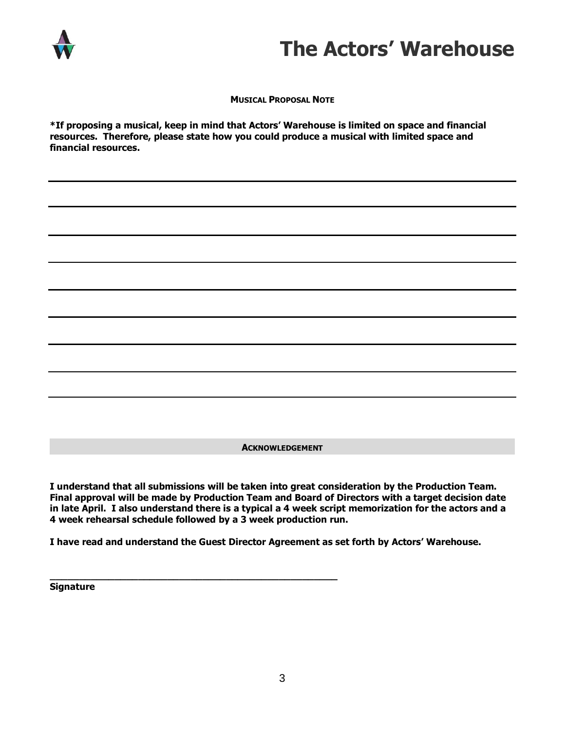# The Actors' Warehouse

**MUSICAL PROPOSAL NOTE**

**\*If proposing a musical, keep in mind that Actors' Warehouse is limited on space and financial resources. Therefore, please state how you could produce a musical with limited space and financial resources.**

\_\_\_\_\_\_\_\_\_\_\_\_\_\_\_\_\_\_\_\_\_\_\_\_\_\_\_\_\_\_\_\_\_\_\_\_\_\_\_\_\_\_\_\_\_\_\_\_\_\_\_\_\_\_\_\_\_\_\_\_

\_\_\_\_\_\_\_\_\_\_\_\_\_\_\_\_\_\_\_\_\_\_\_\_\_\_\_\_\_\_\_\_\_\_\_\_\_\_\_\_\_\_\_\_\_\_\_\_\_\_\_\_\_\_\_\_\_\_\_\_

\_\_\_\_\_\_\_\_\_\_\_\_\_\_\_\_\_\_\_\_\_\_\_\_\_\_\_\_\_\_\_\_\_\_\_\_\_\_\_\_\_\_\_\_\_\_\_\_\_\_\_\_\_\_\_\_\_\_\_\_

\_\_\_\_\_\_\_\_\_\_\_\_\_\_\_\_\_\_\_\_\_\_\_\_\_\_\_\_\_\_\_\_\_\_\_\_\_\_\_\_\_\_\_\_\_\_\_\_\_\_\_\_\_\_\_\_\_\_\_\_

\_\_\_\_\_\_\_\_\_\_\_\_\_\_\_\_\_\_\_\_\_\_\_\_\_\_\_\_\_\_\_\_\_\_\_\_\_\_\_\_\_\_\_\_\_\_\_\_\_\_\_\_\_\_\_\_\_\_\_\_

\_\_\_\_\_\_\_\_\_\_\_\_\_\_\_\_\_\_\_\_\_\_\_\_\_\_\_\_\_\_\_\_\_\_\_\_\_\_\_\_\_\_\_\_\_\_\_\_\_\_\_\_\_\_\_\_\_\_\_\_

\_\_\_\_\_\_\_\_\_\_\_\_\_\_\_\_\_\_\_\_\_\_\_\_\_\_\_\_\_\_\_\_\_\_\_\_\_\_\_\_\_\_\_\_\_\_\_\_\_\_\_\_\_\_\_\_\_\_\_\_

\_\_\_\_\_\_\_\_\_\_\_\_\_\_\_\_\_\_\_\_\_\_\_\_\_\_\_\_\_\_\_\_\_\_\_\_\_\_\_\_\_\_\_\_\_\_\_\_\_\_\_\_\_\_\_\_\_\_\_\_

\_\_\_\_\_\_\_\_\_\_\_\_\_\_\_\_\_\_\_\_\_\_\_\_\_\_\_\_\_\_\_\_\_\_\_\_\_\_\_\_\_\_\_\_\_\_\_\_\_\_\_\_\_\_\_\_\_\_\_\_

**ACKNOWLEDGEMENT**

**I understand that all submissions will be taken into great consideration by the Production Team. Final approval will be made by Production Team and Board of Directors with a target decision date in late April. I also understand there is a typical a 4 week script memorization for the actors and a 4 week rehearsal schedule followed by a 3 week production run.**

**I have read and understand the Guest Director Agreement as set forth by Actors' Warehouse.**

\_\_\_\_\_\_\_\_\_\_\_\_\_\_\_\_\_\_\_\_\_\_\_\_\_\_\_\_\_\_\_\_\_\_\_\_\_\_\_\_\_\_\_\_

**Signature**